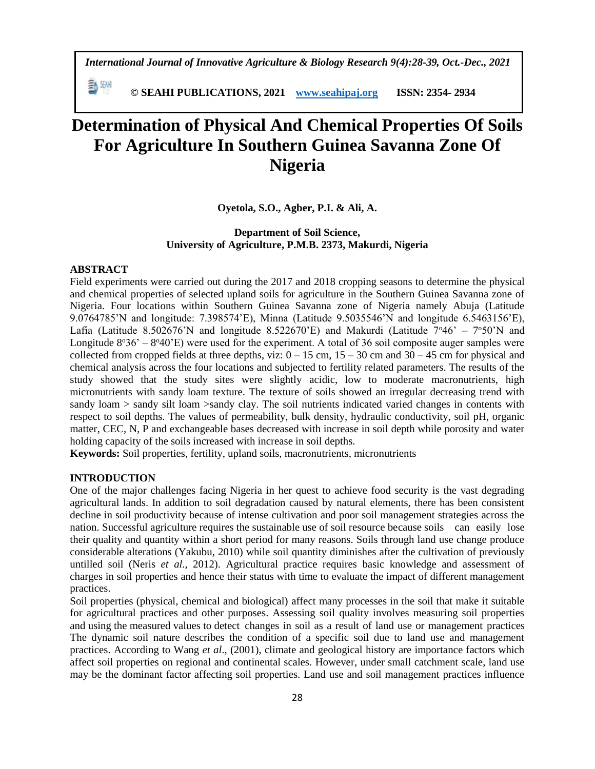# Determination of Physical And Chemical Properties Of Soils For Agriculture In Southern Guinea Savanna Zone Of Nigeria

**Oyetola, S.O., Agber, P.I. & Ali, A.**

**Department of Soil Science,**
**University of Agriculture, P.M.B. 2373, Makurdi, Nigeria**

## ABSTRACT

Field experiments were carried out during the 2017 and 2018 cropping seasons to determine the physical and chemical properties of selected upland soils for agriculture in the Southern Guinea Savanna zone of Nigeria. Four locations within Southern Guinea Savanna zone of Nigeria namely Abuja (Latitude 9.0764785'N and longitude: 7.398574'E), Minna (Latitude 9.5035546'N and longitude 6.5463156'E), Lafia (Latitude 8.502676'N and longitude 8.522670'E) and Makurdi (Latitude 7°46' – 7°50'N and Longitude 8°36' – 8°40'E) were used for the experiment. A total of 36 soil composite auger samples were collected from cropped fields at three depths, viz: 0 – 15 cm, 15 – 30 cm and 30 – 45 cm for physical and chemical analysis across the four locations and subjected to fertility related parameters. The results of the study showed that the study sites were slightly acidic, low to moderate macronutrients, high micronutrients with sandy loam texture. The texture of soils showed an irregular decreasing trend with sandy loam > sandy silt loam >sandy clay. The soil nutrients indicated varied changes in contents with respect to soil depths. The values of permeability, bulk density, hydraulic conductivity, soil pH, organic matter, CEC, N, P and exchangeable bases decreased with increase in soil depth while porosity and water holding capacity of the soils increased with increase in soil depths.

**Keywords:** Soil properties, fertility, upland soils, macronutrients, micronutrients

## INTRODUCTION

One of the major challenges facing Nigeria in her quest to achieve food security is the vast degrading agricultural lands. In addition to soil degradation caused by natural elements, there has been consistent decline in soil productivity because of intense cultivation and poor soil management strategies across the nation. Successful agriculture requires the sustainable use of soil resource because soils can easily lose their quality and quantity within a short period for many reasons. Soils through land use change produce considerable alterations (Yakubu, 2010) while soil quantity diminishes after the cultivation of previously untilled soil (Neris *et al*., 2012). Agricultural practice requires basic knowledge and assessment of charges in soil properties and hence their status with time to evaluate the impact of different management practices.

Soil properties (physical, chemical and biological) affect many processes in the soil that make it suitable for agricultural practices and other purposes. Assessing soil quality involves measuring soil properties and using the measured values to detect changes in soil as a result of land use or management practices The dynamic soil nature describes the condition of a specific soil due to land use and management practices. According to Wang *et al*., (2001), climate and geological history are importance factors which affect soil properties on regional and continental scales. However, under small catchment scale, land use may be the dominant factor affecting soil properties. Land use and soil management practices influence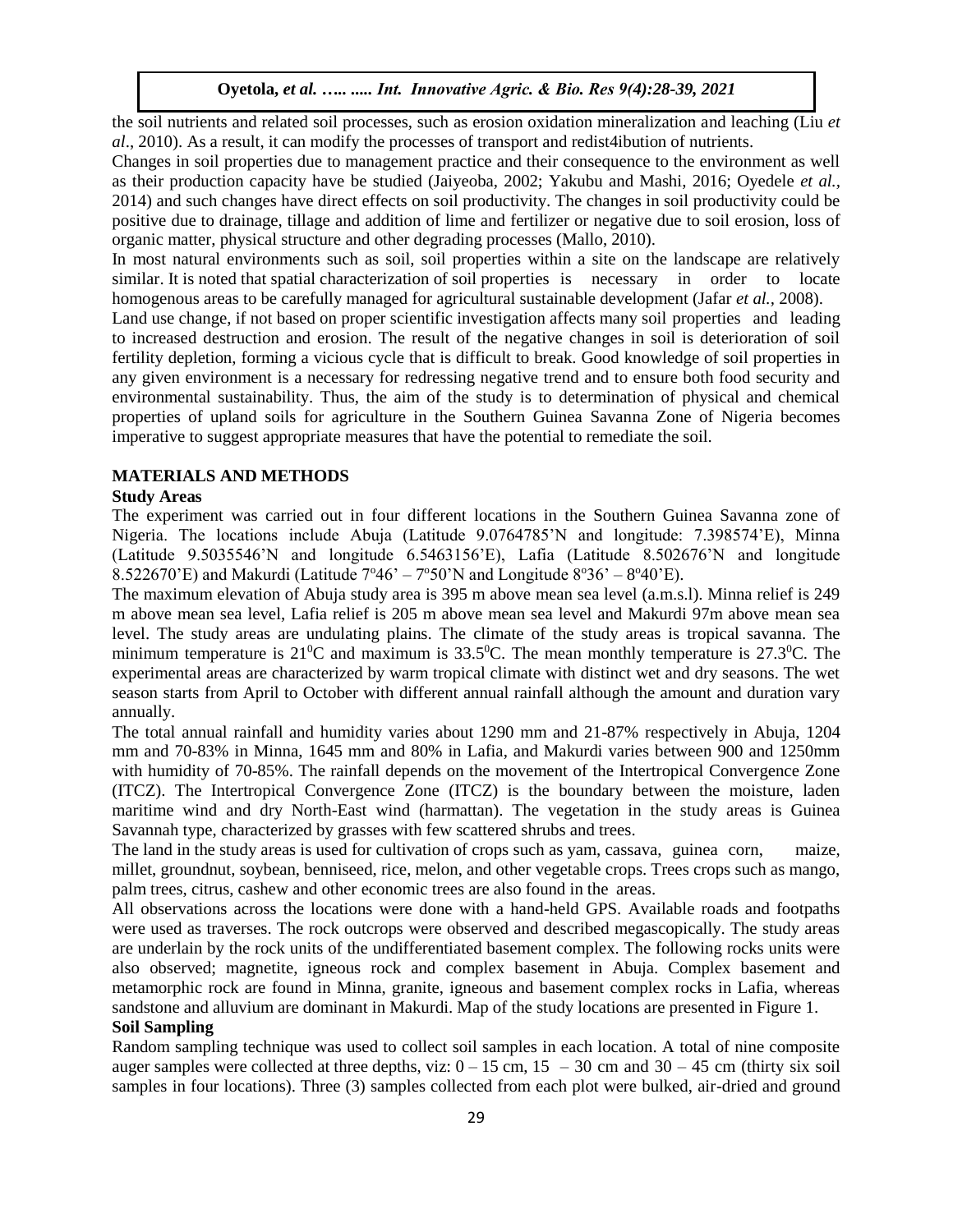the soil nutrients and related soil processes, such as erosion oxidation mineralization and leaching (Liu *et al*., 2010). As a result, it can modify the processes of transport and redist4ibution of nutrients.

Changes in soil properties due to management practice and their consequence to the environment as well as their production capacity have be studied (Jaiyeoba, 2002; Yakubu and Mashi, 2016; Oyedele *et al.*, 2014) and such changes have direct effects on soil productivity. The changes in soil productivity could be positive due to drainage, tillage and addition of lime and fertilizer or negative due to soil erosion, loss of organic matter, physical structure and other degrading processes (Mallo, 2010).

In most natural environments such as soil, soil properties within a site on the landscape are relatively similar. It is noted that spatial characterization of soil properties is necessary in order to locate homogenous areas to be carefully managed for agricultural sustainable development (Jafar *et al.*, 2008).

Land use change, if not based on proper scientific investigation affects many soil properties and leading to increased destruction and erosion. The result of the negative changes in soil is deterioration of soil fertility depletion, forming a vicious cycle that is difficult to break. Good knowledge of soil properties in any given environment is a necessary for redressing negative trend and to ensure both food security and environmental sustainability. Thus, the aim of the study is to determination of physical and chemical properties of upland soils for agriculture in the Southern Guinea Savanna Zone of Nigeria becomes imperative to suggest appropriate measures that have the potential to remediate the soil.

## MATERIALS AND METHODS

### Study Areas

The experiment was carried out in four different locations in the Southern Guinea Savanna zone of Nigeria. The locations include Abuja (Latitude 9.0764785'N and longitude: 7.398574'E), Minna (Latitude 9.5035546'N and longitude 6.5463156'E), Lafia (Latitude 8.502676'N and longitude 8.522670'E) and Makurdi (Latitude 7º46' – 7º50'N and Longitude 8º36' – 8º40'E).

The maximum elevation of Abuja study area is 395 m above mean sea level (a.m.s.l). Minna relief is 249 m above mean sea level, Lafia relief is 205 m above mean sea level and Makurdi 97m above mean sea level. The study areas are undulating plains. The climate of the study areas is tropical savanna. The minimum temperature is $21^0$C and maximum is $33.5^0$C. The mean monthly temperature is $27.3^0$C. The experimental areas are characterized by warm tropical climate with distinct wet and dry seasons. The wet season starts from April to October with different annual rainfall although the amount and duration vary annually.

The total annual rainfall and humidity varies about 1290 mm and 21-87% respectively in Abuja, 1204 mm and 70-83% in Minna, 1645 mm and 80% in Lafia, and Makurdi varies between 900 and 1250mm with humidity of 70-85%. The rainfall depends on the movement of the Intertropical Convergence Zone (ITCZ). The Intertropical Convergence Zone (ITCZ) is the boundary between the moisture, laden maritime wind and dry North-East wind (harmattan). The vegetation in the study areas is Guinea Savannah type, characterized by grasses with few scattered shrubs and trees.

The land in the study areas is used for cultivation of crops such as yam, cassava, guinea corn, maize, millet, groundnut, soybean, benniseed, rice, melon, and other vegetable crops. Trees crops such as mango, palm trees, citrus, cashew and other economic trees are also found in the areas.

All observations across the locations were done with a hand-held GPS. Available roads and footpaths were used as traverses. The rock outcrops were observed and described megascopically. The study areas are underlain by the rock units of the undifferentiated basement complex. The following rocks units were also observed; magnetite, igneous rock and complex basement in Abuja. Complex basement and metamorphic rock are found in Minna, granite, igneous and basement complex rocks in Lafia, whereas sandstone and alluvium are dominant in Makurdi. Map of the study locations are presented in Figure 1.

### Soil Sampling

Random sampling technique was used to collect soil samples in each location. A total of nine composite auger samples were collected at three depths, viz: 0 – 15 cm, 15 – 30 cm and 30 – 45 cm (thirty six soil samples in four locations). Three (3) samples collected from each plot were bulked, air-dried and ground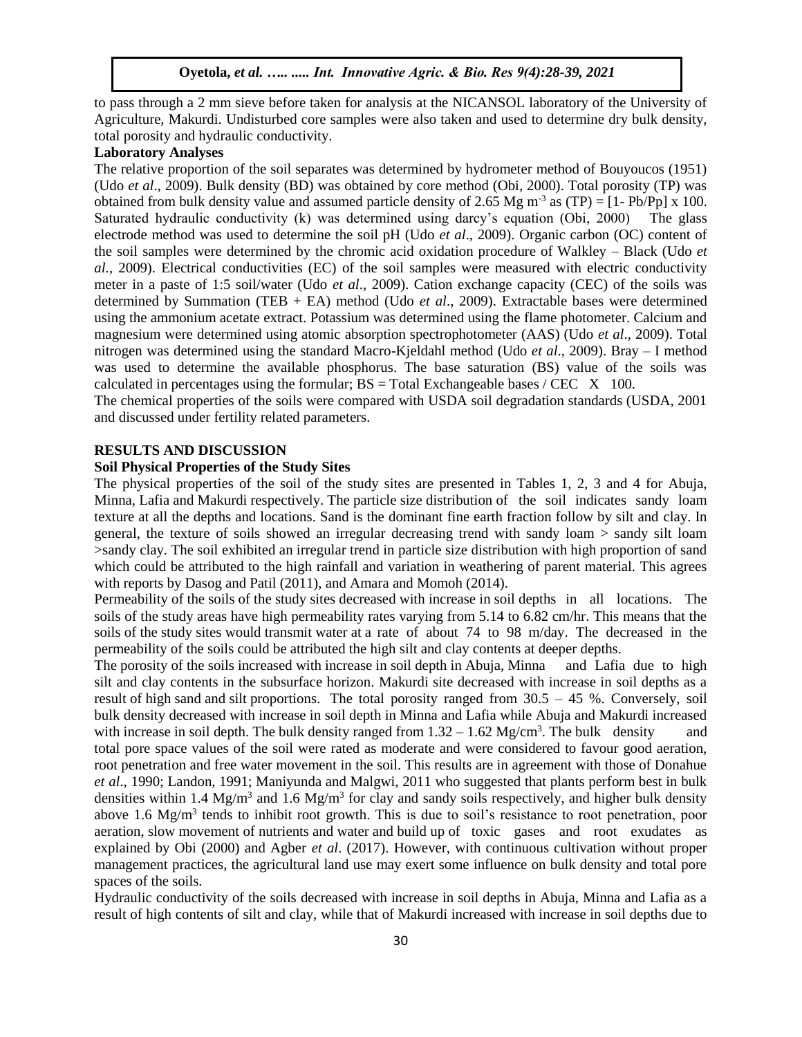to pass through a 2 mm sieve before taken for analysis at the NICANSOL laboratory of the University of Agriculture, Makurdi. Undisturbed core samples were also taken and used to determine dry bulk density, total porosity and hydraulic conductivity.

**Laboratory Analyses**

The relative proportion of the soil separates was determined by hydrometer method of Bouyoucos (1951) (Udo *et al*., 2009). Bulk density (BD) was obtained by core method (Obi, 2000). Total porosity (TP) was obtained from bulk density value and assumed particle density of 2.65 Mg $m^{-3}$ as (TP) = [1- Pb/Pp] x 100. Saturated hydraulic conductivity (k) was determined using darcy's equation (Obi, 2000) The glass electrode method was used to determine the soil pH (Udo *et al*., 2009). Organic carbon (OC) content of the soil samples were determined by the chromic acid oxidation procedure of Walkley – Black (Udo *et al.*, 2009). Electrical conductivities (EC) of the soil samples were measured with electric conductivity meter in a paste of 1:5 soil/water (Udo *et al*., 2009). Cation exchange capacity (CEC) of the soils was determined by Summation (TEB + EA) method (Udo *et al*., 2009). Extractable bases were determined using the ammonium acetate extract. Potassium was determined using the flame photometer. Calcium and magnesium were determined using atomic absorption spectrophotometer (AAS) (Udo *et al*., 2009). Total nitrogen was determined using the standard Macro-Kjeldahl method (Udo *et al*., 2009). Bray – I method was used to determine the available phosphorus. The base saturation (BS) value of the soils was calculated in percentages using the formular; BS = Total Exchangeable bases / CEC X 100.

The chemical properties of the soils were compared with USDA soil degradation standards (USDA, 2001 and discussed under fertility related parameters.

## RESULTS AND DISCUSSION

**Soil Physical Properties of the Study Sites**

The physical properties of the soil of the study sites are presented in Tables 1, 2, 3 and 4 for Abuja, Minna, Lafia and Makurdi respectively. The particle size distribution of the soil indicates sandy loam texture at all the depths and locations. Sand is the dominant fine earth fraction follow by silt and clay. In general, the texture of soils showed an irregular decreasing trend with sandy loam > sandy silt loam >sandy clay. The soil exhibited an irregular trend in particle size distribution with high proportion of sand which could be attributed to the high rainfall and variation in weathering of parent material. This agrees with reports by Dasog and Patil (2011), and Amara and Momoh (2014).

Permeability of the soils of the study sites decreased with increase in soil depths in all locations. The soils of the study areas have high permeability rates varying from 5.14 to 6.82 cm/hr. This means that the soils of the study sites would transmit water at a rate of about 74 to 98 m/day. The decreased in the permeability of the soils could be attributed the high silt and clay contents at deeper depths.

The porosity of the soils increased with increase in soil depth in Abuja, Minna and Lafia due to high silt and clay contents in the subsurface horizon. Makurdi site decreased with increase in soil depths as a result of high sand and silt proportions. The total porosity ranged from 30.5 – 45 %. Conversely, soil bulk density decreased with increase in soil depth in Minna and Lafia while Abuja and Makurdi increased with increase in soil depth. The bulk density ranged from 1.32 – 1.62 Mg/$cm^3$. The bulk density and total pore space values of the soil were rated as moderate and were considered to favour good aeration, root penetration and free water movement in the soil. This results are in agreement with those of Donahue *et al*., 1990; Landon, 1991; Maniyunda and Malgwi, 2011 who suggested that plants perform best in bulk densities within 1.4 Mg/$m^3$ and 1.6 Mg/$m^3$ for clay and sandy soils respectively, and higher bulk density above 1.6 Mg/$m^3$ tends to inhibit root growth. This is due to soil's resistance to root penetration, poor aeration, slow movement of nutrients and water and build up of toxic gases and root exudates as explained by Obi (2000) and Agber *et al*. (2017). However, with continuous cultivation without proper management practices, the agricultural land use may exert some influence on bulk density and total pore spaces of the soils.

Hydraulic conductivity of the soils decreased with increase in soil depths in Abuja, Minna and Lafia as a result of high contents of silt and clay, while that of Makurdi increased with increase in soil depths due to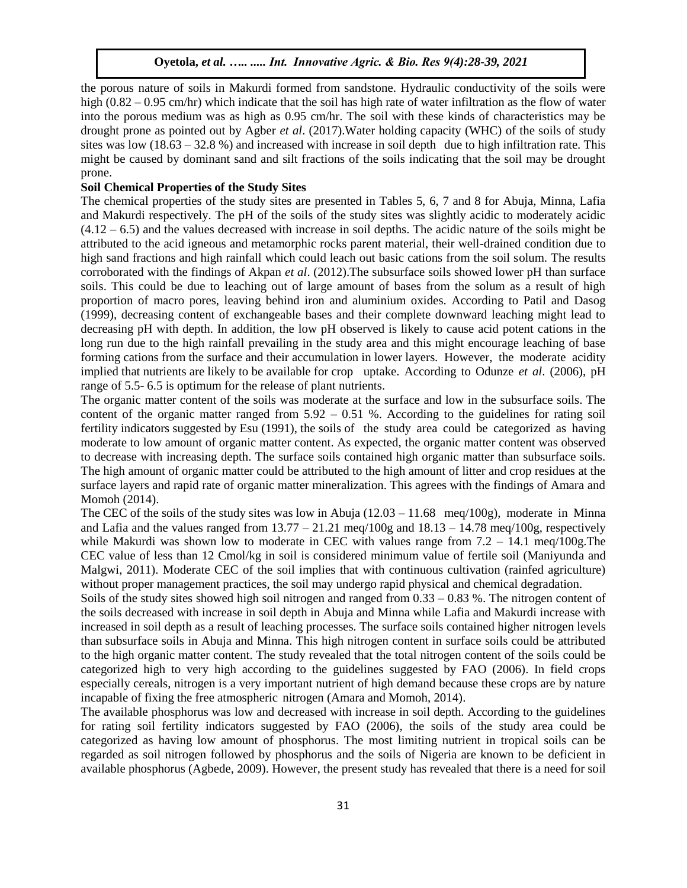the porous nature of soils in Makurdi formed from sandstone. Hydraulic conductivity of the soils were high (0.82 – 0.95 cm/hr) which indicate that the soil has high rate of water infiltration as the flow of water into the porous medium was as high as 0.95 cm/hr. The soil with these kinds of characteristics may be drought prone as pointed out by Agber *et al*. (2017).Water holding capacity (WHC) of the soils of study sites was low (18.63 – 32.8 %) and increased with increase in soil depth due to high infiltration rate. This might be caused by dominant sand and silt fractions of the soils indicating that the soil may be drought prone.

**Soil Chemical Properties of the Study Sites**

The chemical properties of the study sites are presented in Tables 5, 6, 7 and 8 for Abuja, Minna, Lafia and Makurdi respectively. The pH of the soils of the study sites was slightly acidic to moderately acidic (4.12 – 6.5) and the values decreased with increase in soil depths. The acidic nature of the soils might be attributed to the acid igneous and metamorphic rocks parent material, their well-drained condition due to high sand fractions and high rainfall which could leach out basic cations from the soil solum. The results corroborated with the findings of Akpan *et al*. (2012).The subsurface soils showed lower pH than surface soils. This could be due to leaching out of large amount of bases from the solum as a result of high proportion of macro pores, leaving behind iron and aluminium oxides. According to Patil and Dasog (1999), decreasing content of exchangeable bases and their complete downward leaching might lead to decreasing pH with depth. In addition, the low pH observed is likely to cause acid potent cations in the long run due to the high rainfall prevailing in the study area and this might encourage leaching of base forming cations from the surface and their accumulation in lower layers. However, the moderate acidity implied that nutrients are likely to be available for crop uptake. According to Odunze *et al*. (2006), pH range of 5.5- 6.5 is optimum for the release of plant nutrients.

The organic matter content of the soils was moderate at the surface and low in the subsurface soils. The content of the organic matter ranged from 5.92 – 0.51 %. According to the guidelines for rating soil fertility indicators suggested by Esu (1991), the soils of the study area could be categorized as having moderate to low amount of organic matter content. As expected, the organic matter content was observed to decrease with increasing depth. The surface soils contained high organic matter than subsurface soils. The high amount of organic matter could be attributed to the high amount of litter and crop residues at the surface layers and rapid rate of organic matter mineralization. This agrees with the findings of Amara and Momoh (2014).

The CEC of the soils of the study sites was low in Abuja (12.03 – 11.68 meq/100g), moderate in Minna and Lafia and the values ranged from 13.77 – 21.21 meq/100g and 18.13 – 14.78 meq/100g, respectively while Makurdi was shown low to moderate in CEC with values range from 7.2 – 14.1 meq/100g.The CEC value of less than 12 Cmol/kg in soil is considered minimum value of fertile soil (Maniyunda and Malgwi, 2011). Moderate CEC of the soil implies that with continuous cultivation (rainfed agriculture) without proper management practices, the soil may undergo rapid physical and chemical degradation.

Soils of the study sites showed high soil nitrogen and ranged from 0.33 – 0.83 %. The nitrogen content of the soils decreased with increase in soil depth in Abuja and Minna while Lafia and Makurdi increase with increased in soil depth as a result of leaching processes. The surface soils contained higher nitrogen levels than subsurface soils in Abuja and Minna. This high nitrogen content in surface soils could be attributed to the high organic matter content. The study revealed that the total nitrogen content of the soils could be categorized high to very high according to the guidelines suggested by FAO (2006). In field crops especially cereals, nitrogen is a very important nutrient of high demand because these crops are by nature incapable of fixing the free atmospheric nitrogen (Amara and Momoh, 2014).

The available phosphorus was low and decreased with increase in soil depth. According to the guidelines for rating soil fertility indicators suggested by FAO (2006), the soils of the study area could be categorized as having low amount of phosphorus. The most limiting nutrient in tropical soils can be regarded as soil nitrogen followed by phosphorus and the soils of Nigeria are known to be deficient in available phosphorus (Agbede, 2009). However, the present study has revealed that there is a need for soil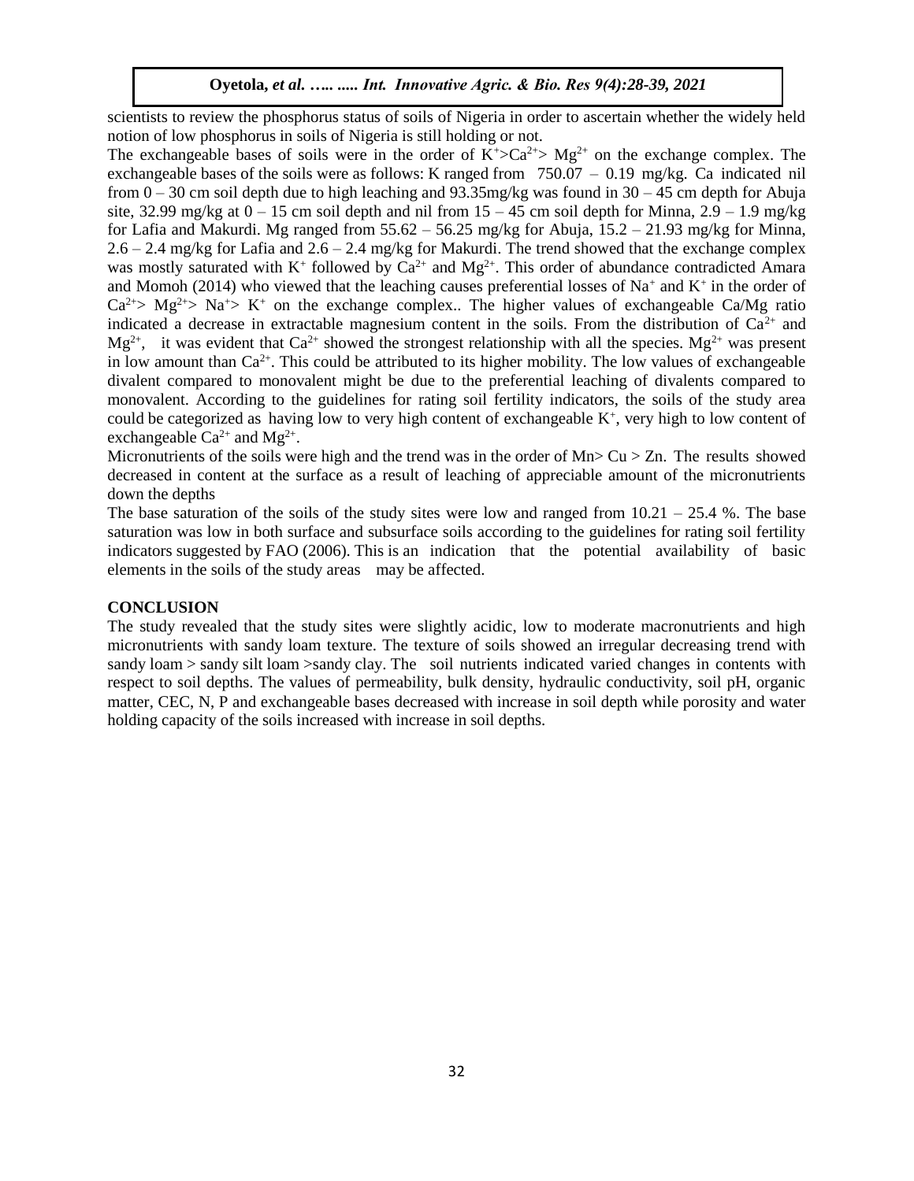scientists to review the phosphorus status of soils of Nigeria in order to ascertain whether the widely held notion of low phosphorus in soils of Nigeria is still holding or not.

The exchangeable bases of soils were in the order of $K^{+}$>$Ca^{2+}$> $Mg^{2+}$ on the exchange complex. The exchangeable bases of the soils were as follows: K ranged from 750.07 – 0.19 mg/kg. Ca indicated nil from 0 – 30 cm soil depth due to high leaching and 93.35mg/kg was found in 30 – 45 cm depth for Abuja site, 32.99 mg/kg at 0 – 15 cm soil depth and nil from 15 – 45 cm soil depth for Minna, 2.9 – 1.9 mg/kg for Lafia and Makurdi. Mg ranged from 55.62 – 56.25 mg/kg for Abuja, 15.2 – 21.93 mg/kg for Minna, 2.6 – 2.4 mg/kg for Lafia and 2.6 – 2.4 mg/kg for Makurdi. The trend showed that the exchange complex was mostly saturated with $K^{+}$ followed by $Ca^{2+}$ and $Mg^{2+}$. This order of abundance contradicted Amara and Momoh (2014) who viewed that the leaching causes preferential losses of $Na^{+}$ and $K^{+}$ in the order of $Ca^{2+}$> $Mg^{2+}$> $Na^{+}$> $K^{+}$ on the exchange complex.. The higher values of exchangeable Ca/Mg ratio indicated a decrease in extractable magnesium content in the soils. From the distribution of $Ca^{2+}$ and $Mg^{2+}$, it was evident that $Ca^{2+}$ showed the strongest relationship with all the species. $Mg^{2+}$ was present in low amount than $Ca^{2+}$. This could be attributed to its higher mobility. The low values of exchangeable divalent compared to monovalent might be due to the preferential leaching of divalents compared to monovalent. According to the guidelines for rating soil fertility indicators, the soils of the study area could be categorized as having low to very high content of exchangeable $K^{+}$, very high to low content of exchangeable $Ca^{2+}$ and $Mg^{2+}$.

Micronutrients of the soils were high and the trend was in the order of Mn> Cu > Zn. The results showed decreased in content at the surface as a result of leaching of appreciable amount of the micronutrients down the depths

The base saturation of the soils of the study sites were low and ranged from 10.21 – 25.4 %. The base saturation was low in both surface and subsurface soils according to the guidelines for rating soil fertility indicators suggested by FAO (2006). This is an indication that the potential availability of basic elements in the soils of the study areas may be affected.

## CONCLUSION

The study revealed that the study sites were slightly acidic, low to moderate macronutrients and high micronutrients with sandy loam texture. The texture of soils showed an irregular decreasing trend with sandy loam > sandy silt loam >sandy clay. The soil nutrients indicated varied changes in contents with respect to soil depths. The values of permeability, bulk density, hydraulic conductivity, soil pH, organic matter, CEC, N, P and exchangeable bases decreased with increase in soil depth while porosity and water holding capacity of the soils increased with increase in soil depths.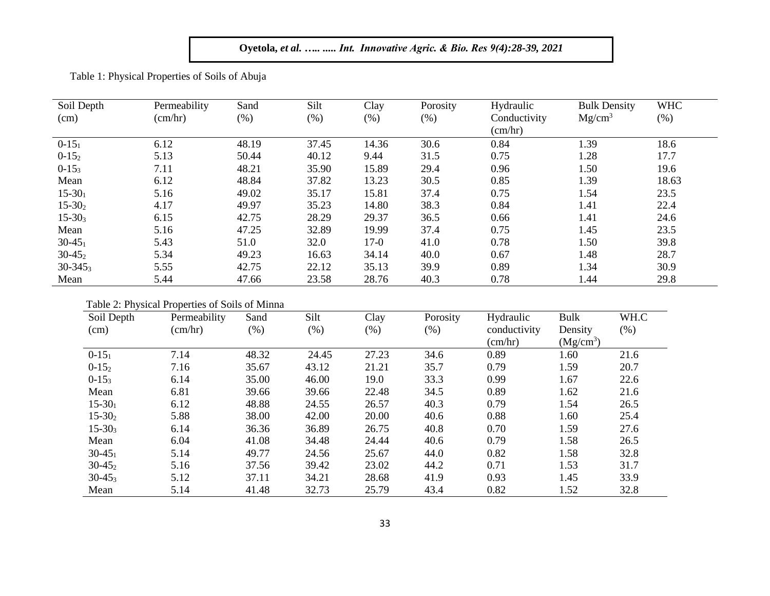Table 1: Physical Properties of Soils of Abuja

| Soil Depth (cm) | Permeability (cm/hr) | Sand (%) | Silt (%) | Clay (%) | Porosity (%) | Hydraulic Conductivity (cm/hr) | Bulk Density $Mg/cm^3$ | WHC (%) |
|---|---|---|---|---|---|---|---|---|
| $0\text{-}15_1$ | 6.12 | 48.19 | 37.45 | 14.36 | 30.6 | 0.84 | 1.39 | 18.6 |
| $0\text{-}15_2$ | 5.13 | 50.44 | 40.12 | 9.44 | 31.5 | 0.75 | 1.28 | 17.7 |
| $0\text{-}15_3$ | 7.11 | 48.21 | 35.90 | 15.89 | 29.4 | 0.96 | 1.50 | 19.6 |
| Mean | 6.12 | 48.84 | 37.82 | 13.23 | 30.5 | 0.85 | 1.39 | 18.63 |
| $15\text{-}30_1$ | 5.16 | 49.02 | 35.17 | 15.81 | 37.4 | 0.75 | 1.54 | 23.5 |
| $15\text{-}30_2$ | 4.17 | 49.97 | 35.23 | 14.80 | 38.3 | 0.84 | 1.41 | 22.4 |
| $15\text{-}30_3$ | 6.15 | 42.75 | 28.29 | 29.37 | 36.5 | 0.66 | 1.41 | 24.6 |
| Mean | 5.16 | 47.25 | 32.89 | 19.99 | 37.4 | 0.75 | 1.45 | 23.5 |
| $30\text{-}45_1$ | 5.43 | 51.0 | 32.0 | 17-0 | 41.0 | 0.78 | 1.50 | 39.8 |
| $30\text{-}45_2$ | 5.34 | 49.23 | 16.63 | 34.14 | 40.0 | 0.67 | 1.48 | 28.7 |
| $30\text{-}345_3$ | 5.55 | 42.75 | 22.12 | 35.13 | 39.9 | 0.89 | 1.34 | 30.9 |
| Mean | 5.44 | 47.66 | 23.58 | 28.76 | 40.3 | 0.78 | 1.44 | 29.8 |

Table 2: Physical Properties of Soils of Minna

| Soil Depth (cm) | Permeability (cm/hr) | Sand (%) | Silt (%) | Clay (%) | Porosity (%) | Hydraulic conductivity (cm/hr) | Bulk Density ($Mg/cm^3$) | WH.C (%) |
|---|---|---|---|---|---|---|---|---|
| $0\text{-}15_1$ | 7.14 | 48.32 | 24.45 | 27.23 | 34.6 | 0.89 | 1.60 | 21.6 |
| $0\text{-}15_2$ | 7.16 | 35.67 | 43.12 | 21.21 | 35.7 | 0.79 | 1.59 | 20.7 |
| $0\text{-}15_3$ | 6.14 | 35.00 | 46.00 | 19.0 | 33.3 | 0.99 | 1.67 | 22.6 |
| Mean | 6.81 | 39.66 | 39.66 | 22.48 | 34.5 | 0.89 | 1.62 | 21.6 |
| $15\text{-}30_1$ | 6.12 | 48.88 | 24.55 | 26.57 | 40.3 | 0.79 | 1.54 | 26.5 |
| $15\text{-}30_2$ | 5.88 | 38.00 | 42.00 | 20.00 | 40.6 | 0.88 | 1.60 | 25.4 |
| $15\text{-}30_3$ | 6.14 | 36.36 | 36.89 | 26.75 | 40.8 | 0.70 | 1.59 | 27.6 |
| Mean | 6.04 | 41.08 | 34.48 | 24.44 | 40.6 | 0.79 | 1.58 | 26.5 |
| $30\text{-}45_1$ | 5.14 | 49.77 | 24.56 | 25.67 | 44.0 | 0.82 | 1.58 | 32.8 |
| $30\text{-}45_2$ | 5.16 | 37.56 | 39.42 | 23.02 | 44.2 | 0.71 | 1.53 | 31.7 |
| $30\text{-}45_3$ | 5.12 | 37.11 | 34.21 | 28.68 | 41.9 | 0.93 | 1.45 | 33.9 |
| Mean | 5.14 | 41.48 | 32.73 | 25.79 | 43.4 | 0.82 | 1.52 | 32.8 |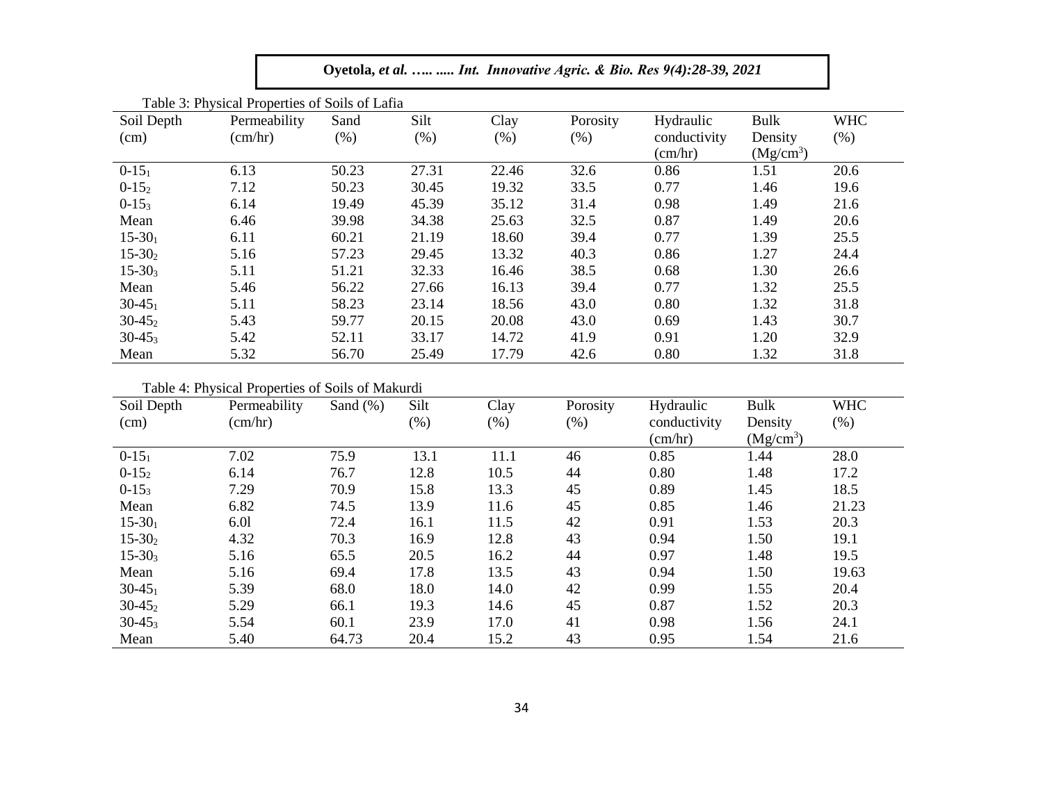Table 3: Physical Properties of Soils of Lafia

| Soil Depth (cm) | Permeability (cm/hr) | Sand (%) | Silt (%) | Clay (%) | Porosity (%) | Hydraulic conductivity (cm/hr) | Bulk Density ($Mg/cm^3$) | WHC (%) |
|---|---|---|---|---|---|---|---|---|
| $0\text{-}15_1$ | 6.13 | 50.23 | 27.31 | 22.46 | 32.6 | 0.86 | 1.51 | 20.6 |
| $0\text{-}15_2$ | 7.12 | 50.23 | 30.45 | 19.32 | 33.5 | 0.77 | 1.46 | 19.6 |
| $0\text{-}15_3$ | 6.14 | 19.49 | 45.39 | 35.12 | 31.4 | 0.98 | 1.49 | 21.6 |
| Mean | 6.46 | 39.98 | 34.38 | 25.63 | 32.5 | 0.87 | 1.49 | 20.6 |
| $15\text{-}30_1$ | 6.11 | 60.21 | 21.19 | 18.60 | 39.4 | 0.77 | 1.39 | 25.5 |
| $15\text{-}30_2$ | 5.16 | 57.23 | 29.45 | 13.32 | 40.3 | 0.86 | 1.27 | 24.4 |
| $15\text{-}30_3$ | 5.11 | 51.21 | 32.33 | 16.46 | 38.5 | 0.68 | 1.30 | 26.6 |
| Mean | 5.46 | 56.22 | 27.66 | 16.13 | 39.4 | 0.77 | 1.32 | 25.5 |
| $30\text{-}45_1$ | 5.11 | 58.23 | 23.14 | 18.56 | 43.0 | 0.80 | 1.32 | 31.8 |
| $30\text{-}45_2$ | 5.43 | 59.77 | 20.15 | 20.08 | 43.0 | 0.69 | 1.43 | 30.7 |
| $30\text{-}45_3$ | 5.42 | 52.11 | 33.17 | 14.72 | 41.9 | 0.91 | 1.20 | 32.9 |
| Mean | 5.32 | 56.70 | 25.49 | 17.79 | 42.6 | 0.80 | 1.32 | 31.8 |

Table 4: Physical Properties of Soils of Makurdi

| Soil Depth (cm) | Permeability (cm/hr) | Sand (%) | Silt (%) | Clay (%) | Porosity (%) | Hydraulic conductivity (cm/hr) | Bulk Density ($Mg/cm^3$) | WHC (%) |
|---|---|---|---|---|---|---|---|---|
| $0\text{-}15_1$ | 7.02 | 75.9 | 13.1 | 11.1 | 46 | 0.85 | 1.44 | 28.0 |
| $0\text{-}15_2$ | 6.14 | 76.7 | 12.8 | 10.5 | 44 | 0.80 | 1.48 | 17.2 |
| $0\text{-}15_3$ | 7.29 | 70.9 | 15.8 | 13.3 | 45 | 0.89 | 1.45 | 18.5 |
| Mean | 6.82 | 74.5 | 13.9 | 11.6 | 45 | 0.85 | 1.46 | 21.23 |
| $15\text{-}30_1$ | 6.0l | 72.4 | 16.1 | 11.5 | 42 | 0.91 | 1.53 | 20.3 |
| $15\text{-}30_2$ | 4.32 | 70.3 | 16.9 | 12.8 | 43 | 0.94 | 1.50 | 19.1 |
| $15\text{-}30_3$ | 5.16 | 65.5 | 20.5 | 16.2 | 44 | 0.97 | 1.48 | 19.5 |
| Mean | 5.16 | 69.4 | 17.8 | 13.5 | 43 | 0.94 | 1.50 | 19.63 |
| $30\text{-}45_1$ | 5.39 | 68.0 | 18.0 | 14.0 | 42 | 0.99 | 1.55 | 20.4 |
| $30\text{-}45_2$ | 5.29 | 66.1 | 19.3 | 14.6 | 45 | 0.87 | 1.52 | 20.3 |
| $30\text{-}45_3$ | 5.54 | 60.1 | 23.9 | 17.0 | 41 | 0.98 | 1.56 | 24.1 |
| Mean | 5.40 | 64.73 | 20.4 | 15.2 | 43 | 0.95 | 1.54 | 21.6 |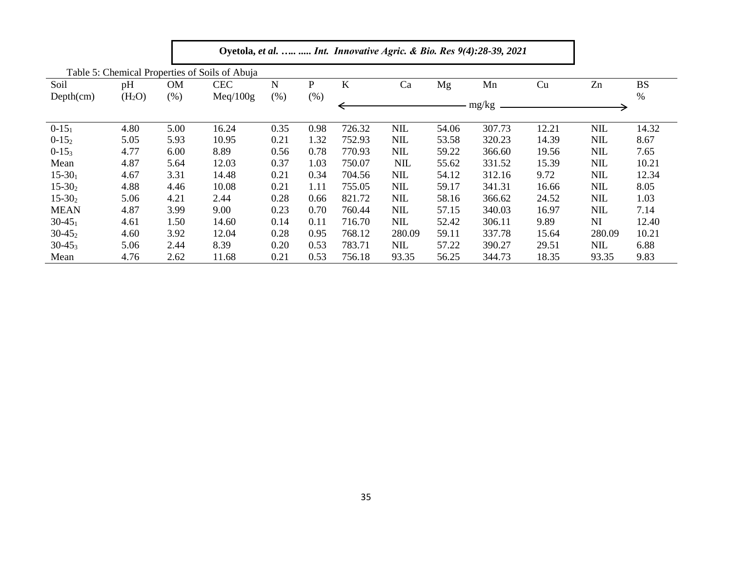Table 5: Chemical Properties of Soils of Abuja

| Soil Depth(cm) | pH ($H_2O$) | OM (%) | CEC Meq/100g | N (%) | P (%) | K | Ca | Mg | Mn | Cu | Zn | BS % |
|---|---|---|---|---|---|---|---|---|---|---|---|---|
| | | | | | | mg/kg | | | | | | |
| $0\text{-}15_1$ | 4.80 | 5.00 | 16.24 | 0.35 | 0.98 | 726.32 | NIL | 54.06 | 307.73 | 12.21 | NIL | 14.32 |
| $0\text{-}15_2$ | 5.05 | 5.93 | 10.95 | 0.21 | 1.32 | 752.93 | NIL | 53.58 | 320.23 | 14.39 | NIL | 8.67 |
| $0\text{-}15_3$ | 4.77 | 6.00 | 8.89 | 0.56 | 0.78 | 770.93 | NIL | 59.22 | 366.60 | 19.56 | NIL | 7.65 |
| Mean | 4.87 | 5.64 | 12.03 | 0.37 | 1.03 | 750.07 | NIL | 55.62 | 331.52 | 15.39 | NIL | 10.21 |
| $15\text{-}30_1$ | 4.67 | 3.31 | 14.48 | 0.21 | 0.34 | 704.56 | NIL | 54.12 | 312.16 | 9.72 | NIL | 12.34 |
| $15\text{-}30_2$ | 4.88 | 4.46 | 10.08 | 0.21 | 1.11 | 755.05 | NIL | 59.17 | 341.31 | 16.66 | NIL | 8.05 |
| $15\text{-}30_2$ | 5.06 | 4.21 | 2.44 | 0.28 | 0.66 | 821.72 | NIL | 58.16 | 366.62 | 24.52 | NIL | 1.03 |
| MEAN | 4.87 | 3.99 | 9.00 | 0.23 | 0.70 | 760.44 | NIL | 57.15 | 340.03 | 16.97 | NIL | 7.14 |
| $30\text{-}45_1$ | 4.61 | 1.50 | 14.60 | 0.14 | 0.11 | 716.70 | NIL | 52.42 | 306.11 | 9.89 | NI | 12.40 |
| $30\text{-}45_2$ | 4.60 | 3.92 | 12.04 | 0.28 | 0.95 | 768.12 | 280.09 | 59.11 | 337.78 | 15.64 | 280.09 | 10.21 |
| $30\text{-}45_3$ | 5.06 | 2.44 | 8.39 | 0.20 | 0.53 | 783.71 | NIL | 57.22 | 390.27 | 29.51 | NIL | 6.88 |
| Mean | 4.76 | 2.62 | 11.68 | 0.21 | 0.53 | 756.18 | 93.35 | 56.25 | 344.73 | 18.35 | 93.35 | 9.83 |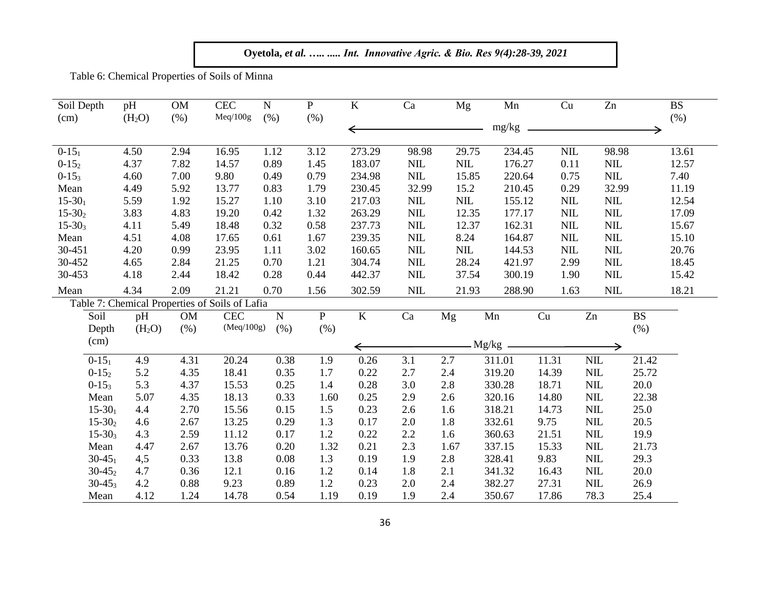Table 6: Chemical Properties of Soils of Minna

| Soil Depth (cm) | pH ($H_2O$) | OM (%) | CEC Meq/100g | N (%) | P (%) | K | Ca | Mg | Mn | Cu | Zn | BS (%) |
|---|---|---|---|---|---|---|---|---|---|---|---|---|
| | | | | | | mg/kg | | | | | | |
| $0\text{-}15_1$ | 4.50 | 2.94 | 16.95 | 1.12 | 3.12 | 273.29 | 98.98 | 29.75 | 234.45 | NIL | 98.98 | 13.61 |
| $0\text{-}15_2$ | 4.37 | 7.82 | 14.57 | 0.89 | 1.45 | 183.07 | NIL | NIL | 176.27 | 0.11 | NIL | 12.57 |
| $0\text{-}15_3$ | 4.60 | 7.00 | 9.80 | 0.49 | 0.79 | 234.98 | NIL | 15.85 | 220.64 | 0.75 | NIL | 7.40 |
| Mean | 4.49 | 5.92 | 13.77 | 0.83 | 1.79 | 230.45 | 32.99 | 15.2 | 210.45 | 0.29 | 32.99 | 11.19 |
| $15\text{-}30_1$ | 5.59 | 1.92 | 15.27 | 1.10 | 3.10 | 217.03 | NIL | NIL | 155.12 | NIL | NIL | 12.54 |
| $15\text{-}30_2$ | 3.83 | 4.83 | 19.20 | 0.42 | 1.32 | 263.29 | NIL | 12.35 | 177.17 | NIL | NIL | 17.09 |
| $15\text{-}30_3$ | 4.11 | 5.49 | 18.48 | 0.32 | 0.58 | 237.73 | NIL | 12.37 | 162.31 | NIL | NIL | 15.67 |
| Mean | 4.51 | 4.08 | 17.65 | 0.61 | 1.67 | 239.35 | NIL | 8.24 | 164.87 | NIL | NIL | 15.10 |
| 30-451 | 4.20 | 0.99 | 23.95 | 1.11 | 3.02 | 160.65 | NIL | NIL | 144.53 | NIL | NIL | 20.76 |
| 30-452 | 4.65 | 2.84 | 21.25 | 0.70 | 1.21 | 304.74 | NIL | 28.24 | 421.97 | 2.99 | NIL | 18.45 |
| 30-453 | 4.18 | 2.44 | 18.42 | 0.28 | 0.44 | 442.37 | NIL | 37.54 | 300.19 | 1.90 | NIL | 15.42 |
| Mean | 4.34 | 2.09 | 21.21 | 0.70 | 1.56 | 302.59 | NIL | 21.93 | 288.90 | 1.63 | NIL | 18.21 |

Table 7: Chemical Properties of Soils of Lafia

| Soil Depth (cm) | pH ($H_2O$) | OM (%) | CEC (Meq/100g) | N (%) | P (%) | K | Ca | Mg | Mn | Cu | Zn | BS (%) |
|---|---|---|---|---|---|---|---|---|---|---|---|---|
| | | | | | | Mg/kg | | | | | | |
| $0\text{-}15_1$ | 4.9 | 4.31 | 20.24 | 0.38 | 1.9 | 0.26 | 3.1 | 2.7 | 311.01 | 11.31 | NIL | 21.42 |
| $0\text{-}15_2$ | 5.2 | 4.35 | 18.41 | 0.35 | 1.7 | 0.22 | 2.7 | 2.4 | 319.20 | 14.39 | NIL | 25.72 |
| $0\text{-}15_3$ | 5.3 | 4.37 | 15.53 | 0.25 | 1.4 | 0.28 | 3.0 | 2.8 | 330.28 | 18.71 | NIL | 20.0 |
| Mean | 5.07 | 4.35 | 18.13 | 0.33 | 1.60 | 0.25 | 2.9 | 2.6 | 320.16 | 14.80 | NIL | 22.38 |
| $15\text{-}30_1$ | 4.4 | 2.70 | 15.56 | 0.15 | 1.5 | 0.23 | 2.6 | 1.6 | 318.21 | 14.73 | NIL | 25.0 |
| $15\text{-}30_2$ | 4.6 | 2.67 | 13.25 | 0.29 | 1.3 | 0.17 | 2.0 | 1.8 | 332.61 | 9.75 | NIL | 20.5 |
| $15\text{-}30_3$ | 4.3 | 2.59 | 11.12 | 0.17 | 1.2 | 0.22 | 2.2 | 1.6 | 360.63 | 21.51 | NIL | 19.9 |
| Mean | 4.47 | 2.67 | 13.76 | 0.20 | 1.32 | 0.21 | 2.3 | 1.67 | 337.15 | 15.33 | NIL | 21.73 |
| $30\text{-}45_1$ | 4,5 | 0.33 | 13.8 | 0.08 | 1.3 | 0.19 | 1.9 | 2.8 | 328.41 | 9.83 | NIL | 29.3 |
| $30\text{-}45_2$ | 4.7 | 0.36 | 12.1 | 0.16 | 1.2 | 0.14 | 1.8 | 2.1 | 341.32 | 16.43 | NIL | 20.0 |
| $30\text{-}45_3$ | 4.2 | 0.88 | 9.23 | 0.89 | 1.2 | 0.23 | 2.0 | 2.4 | 382.27 | 27.31 | NIL | 26.9 |
| Mean | 4.12 | 1.24 | 14.78 | 0.54 | 1.19 | 0.19 | 1.9 | 2.4 | 350.67 | 17.86 | 78.3 | 25.4 |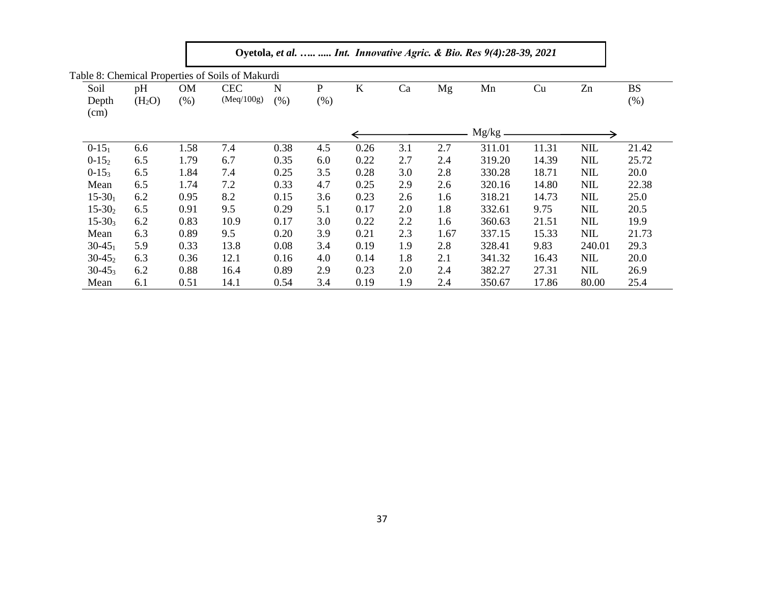Table 8: Chemical Properties of Soils of Makurdi

| Soil Depth (cm) | pH ($H_2O$) | OM (%) | CEC (Meq/100g) | N (%) | P (%) | K | Ca | Mg | Mn | Cu | Zn | BS (%) |
|---|---|---|---|---|---|---|---|---|---|---|---|---|
| | | | | | | Mg/kg | | | | | | |
| $0\text{-}15_1$ | 6.6 | 1.58 | 7.4 | 0.38 | 4.5 | 0.26 | 3.1 | 2.7 | 311.01 | 11.31 | NIL | 21.42 |
| $0\text{-}15_2$ | 6.5 | 1.79 | 6.7 | 0.35 | 6.0 | 0.22 | 2.7 | 2.4 | 319.20 | 14.39 | NIL | 25.72 |
| $0\text{-}15_3$ | 6.5 | 1.84 | 7.4 | 0.25 | 3.5 | 0.28 | 3.0 | 2.8 | 330.28 | 18.71 | NIL | 20.0 |
| Mean | 6.5 | 1.74 | 7.2 | 0.33 | 4.7 | 0.25 | 2.9 | 2.6 | 320.16 | 14.80 | NIL | 22.38 |
| $15\text{-}30_1$ | 6.2 | 0.95 | 8.2 | 0.15 | 3.6 | 0.23 | 2.6 | 1.6 | 318.21 | 14.73 | NIL | 25.0 |
| $15\text{-}30_2$ | 6.5 | 0.91 | 9.5 | 0.29 | 5.1 | 0.17 | 2.0 | 1.8 | 332.61 | 9.75 | NIL | 20.5 |
| $15\text{-}30_3$ | 6.2 | 0.83 | 10.9 | 0.17 | 3.0 | 0.22 | 2.2 | 1.6 | 360.63 | 21.51 | NIL | 19.9 |
| Mean | 6.3 | 0.89 | 9.5 | 0.20 | 3.9 | 0.21 | 2.3 | 1.67 | 337.15 | 15.33 | NIL | 21.73 |
| $30\text{-}45_1$ | 5.9 | 0.33 | 13.8 | 0.08 | 3.4 | 0.19 | 1.9 | 2.8 | 328.41 | 9.83 | 240.01 | 29.3 |
| $30\text{-}45_2$ | 6.3 | 0.36 | 12.1 | 0.16 | 4.0 | 0.14 | 1.8 | 2.1 | 341.32 | 16.43 | NIL | 20.0 |
| $30\text{-}45_3$ | 6.2 | 0.88 | 16.4 | 0.89 | 2.9 | 0.23 | 2.0 | 2.4 | 382.27 | 27.31 | NIL | 26.9 |
| Mean | 6.1 | 0.51 | 14.1 | 0.54 | 3.4 | 0.19 | 1.9 | 2.4 | 350.67 | 17.86 | 80.00 | 25.4 |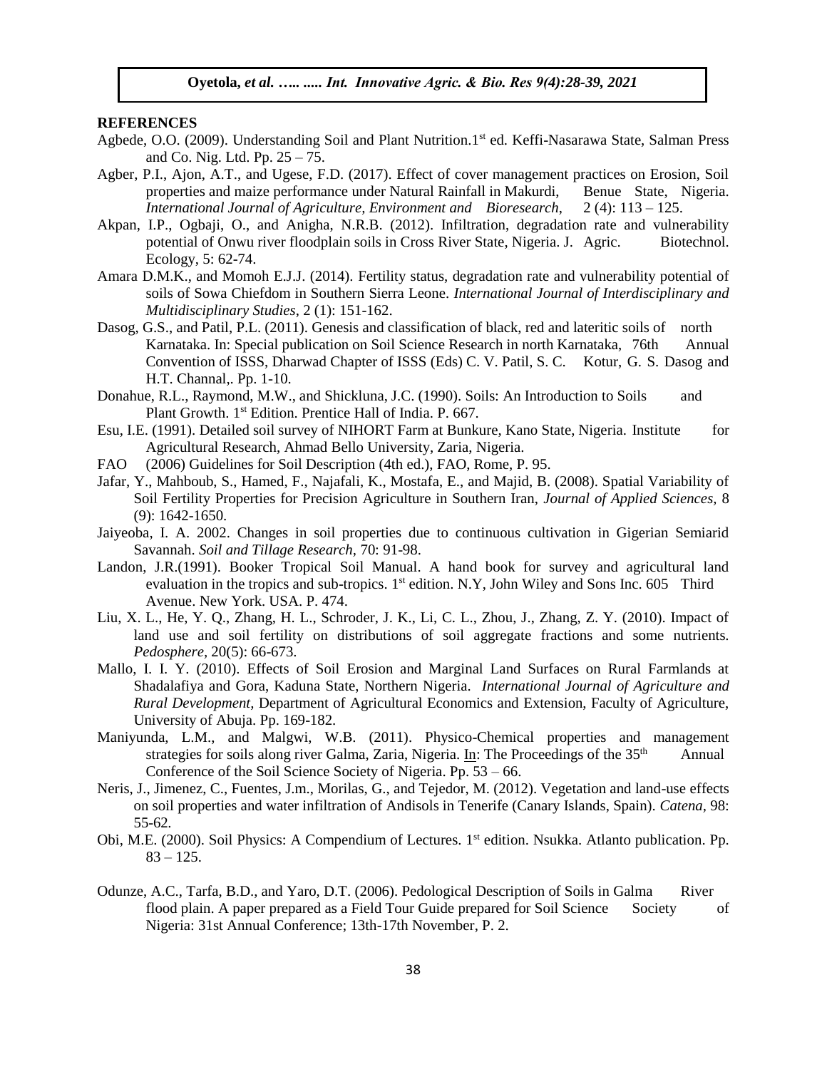**REFERENCES**

Agbede, O.O. (2009). Understanding Soil and Plant Nutrition.1st ed. Keffi-Nasarawa State, Salman Press and Co. Nig. Ltd. Pp. 25 – 75.

Agber, P.I., Ajon, A.T., and Ugese, F.D. (2017). Effect of cover management practices on Erosion, Soil properties and maize performance under Natural Rainfall in Makurdi, Benue State, Nigeria. *International Journal of Agriculture, Environment and Bioresearch*, 2 (4): 113 – 125.

Akpan, I.P., Ogbaji, O., and Anigha, N.R.B. (2012). Infiltration, degradation rate and vulnerability potential of Onwu river floodplain soils in Cross River State, Nigeria. J. Agric. Biotechnol. Ecology, 5: 62-74.

Amara D.M.K., and Momoh E.J.J. (2014). Fertility status, degradation rate and vulnerability potential of soils of Sowa Chiefdom in Southern Sierra Leone. *International Journal of Interdisciplinary and Multidisciplinary Studies*, 2 (1): 151-162.

Dasog, G.S., and Patil, P.L. (2011). Genesis and classification of black, red and lateritic soils of north Karnataka. In: Special publication on Soil Science Research in north Karnataka, 76th Annual Convention of ISSS, Dharwad Chapter of ISSS (Eds) C. V. Patil, S. C. Kotur, G. S. Dasog and H.T. Channal,. Pp. 1-10.

Donahue, R.L., Raymond, M.W., and Shickluna, J.C. (1990). Soils: An Introduction to Soils and Plant Growth. 1st Edition. Prentice Hall of India. P. 667.

Esu, I.E. (1991). Detailed soil survey of NIHORT Farm at Bunkure, Kano State, Nigeria. Institute for Agricultural Research, Ahmad Bello University, Zaria, Nigeria.

FAO (2006) Guidelines for Soil Description (4th ed.), FAO, Rome, P. 95.

Jafar, Y., Mahboub, S., Hamed, F., Najafali, K., Mostafa, E., and Majid, B. (2008). Spatial Variability of Soil Fertility Properties for Precision Agriculture in Southern Iran, *Journal of Applied Sciences,* 8 (9): 1642-1650.

Jaiyeoba, I. A. 2002. Changes in soil properties due to continuous cultivation in Gigerian Semiarid Savannah. *Soil and Tillage Research,* 70: 91-98.

Landon, J.R.(1991). Booker Tropical Soil Manual. A hand book for survey and agricultural land evaluation in the tropics and sub-tropics. 1st edition. N.Y, John Wiley and Sons Inc. 605 Third Avenue. New York. USA. P. 474.

Liu, X. L., He, Y. Q., Zhang, H. L., Schroder, J. K., Li, C. L., Zhou, J., Zhang, Z. Y. (2010). Impact of land use and soil fertility on distributions of soil aggregate fractions and some nutrients. *Pedosphere*, 20(5): 66-673.

Mallo, I. I. Y. (2010). Effects of Soil Erosion and Marginal Land Surfaces on Rural Farmlands at Shadalafiya and Gora, Kaduna State, Northern Nigeria. *International Journal of Agriculture and Rural Development*, Department of Agricultural Economics and Extension, Faculty of Agriculture, University of Abuja. Pp. 169-182.

Maniyunda, L.M., and Malgwi, W.B. (2011). Physico-Chemical properties and management strategies for soils along river Galma, Zaria, Nigeria. In: The Proceedings of the 35th Annual Conference of the Soil Science Society of Nigeria. Pp. 53 – 66.

Neris, J., Jimenez, C., Fuentes, J.m., Morilas, G., and Tejedor, M. (2012). Vegetation and land-use effects on soil properties and water infiltration of Andisols in Tenerife (Canary Islands, Spain). *Catena*, 98: 55-62.

Obi, M.E. (2000). Soil Physics: A Compendium of Lectures. 1st edition. Nsukka. Atlanto publication. Pp. 83 – 125.

Odunze, A.C., Tarfa, B.D., and Yaro, D.T. (2006). Pedological Description of Soils in Galma River flood plain. A paper prepared as a Field Tour Guide prepared for Soil Science Society of Nigeria: 31st Annual Conference; 13th-17th November, P. 2.